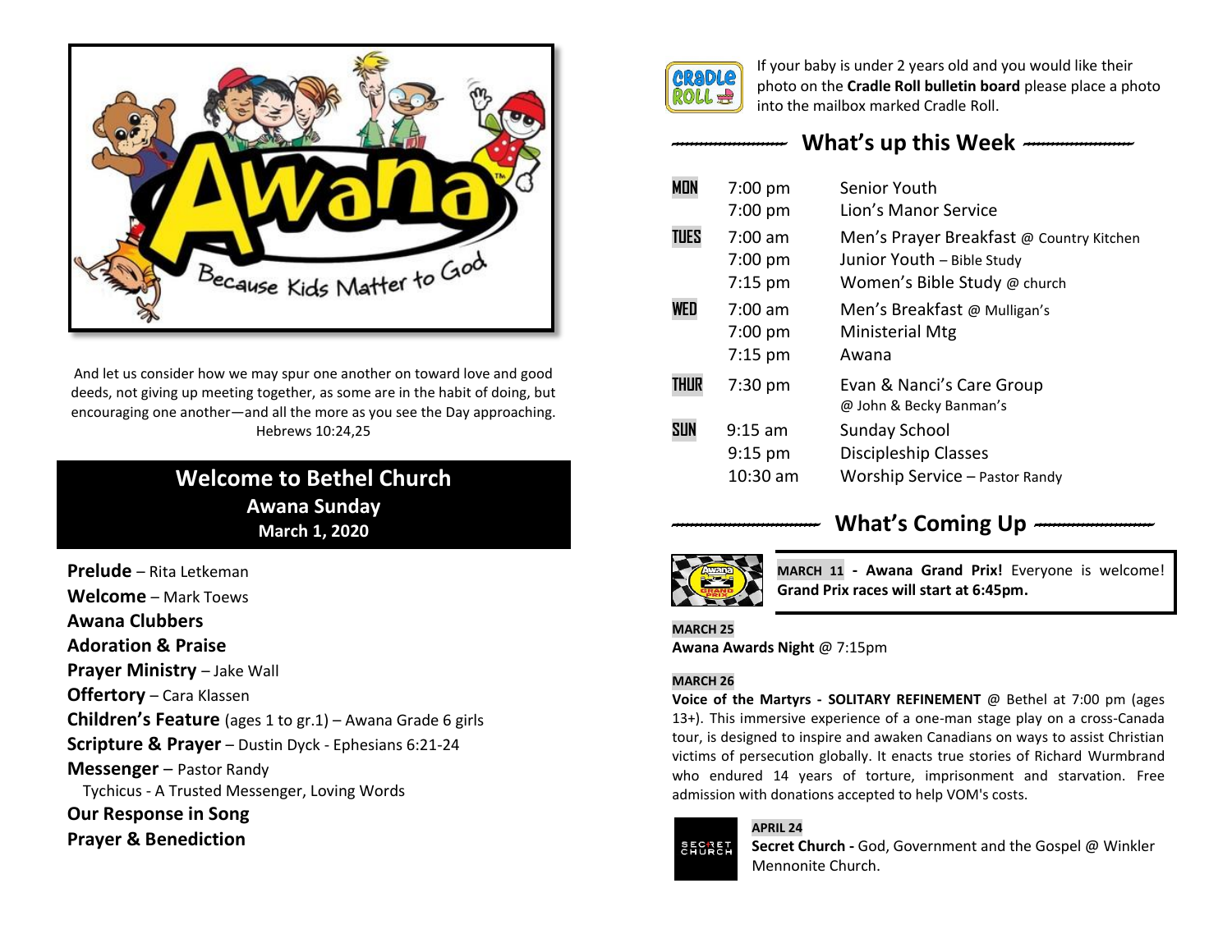And let us consider how we may spur one another on toward love and good deeds, not giving up meeting together, as some are in the habit of doing, but encouraging one another—and all the more as you see the Day approaching. Hebrews 10:24,25

## Welcome to Bethel Church
### Awana Sunday
### March 1, 2020

**Prelude** – Rita Letkeman
**Welcome** – Mark Toews
**Awana Clubbers**
**Adoration & Praise**
**Prayer Ministry** – Jake Wall
**Offertory** – Cara Klassen
**Children's Feature** (ages 1 to gr.1) – Awana Grade 6 girls
**Scripture & Prayer** – Dustin Dyck - Ephesians 6:21-24
**Messenger** – Pastor Randy
Tychicus - A Trusted Messenger, Loving Words
**Our Response in Song**
**Prayer & Benediction**

If your baby is under 2 years old and you would like their photo on the **Cradle Roll bulletin board** please place a photo into the mailbox marked Cradle Roll.

## What's up this Week

| | | |
|---|---|---|
| MON | 7:00 pm | Senior Youth |
| | 7:00 pm | Lion's Manor Service |
| TUES | 7:00 am | Men's Prayer Breakfast @ Country Kitchen |
| | 7:00 pm | Junior Youth – Bible Study |
| | 7:15 pm | Women's Bible Study @ church |
| WED | 7:00 am | Men's Breakfast @ Mulligan's |
| | 7:00 pm | Ministerial Mtg |
| | 7:15 pm | Awana |
| THUR | 7:30 pm | Evan & Nanci's Care Group @ John & Becky Banman's |
| SUN | 9:15 am | Sunday School |
| | 9:15 pm | Discipleship Classes |
| | 10:30 am | Worship Service – Pastor Randy |

## What's Coming Up

**MARCH 11 - Awana Grand Prix!** Everyone is welcome! **Grand Prix races will start at 6:45pm.**

**MARCH 25**
**Awana Awards Night** @ 7:15pm

**MARCH 26**
**Voice of the Martyrs - SOLITARY REFINEMENT** @ Bethel at 7:00 pm (ages 13+). This immersive experience of a one-man stage play on a cross-Canada tour, is designed to inspire and awaken Canadians on ways to assist Christian victims of persecution globally. It enacts true stories of Richard Wurmbrand who endured 14 years of torture, imprisonment and starvation. Free admission with donations accepted to help VOM's costs.

**APRIL 24**
**Secret Church -** God, Government and the Gospel @ Winkler Mennonite Church.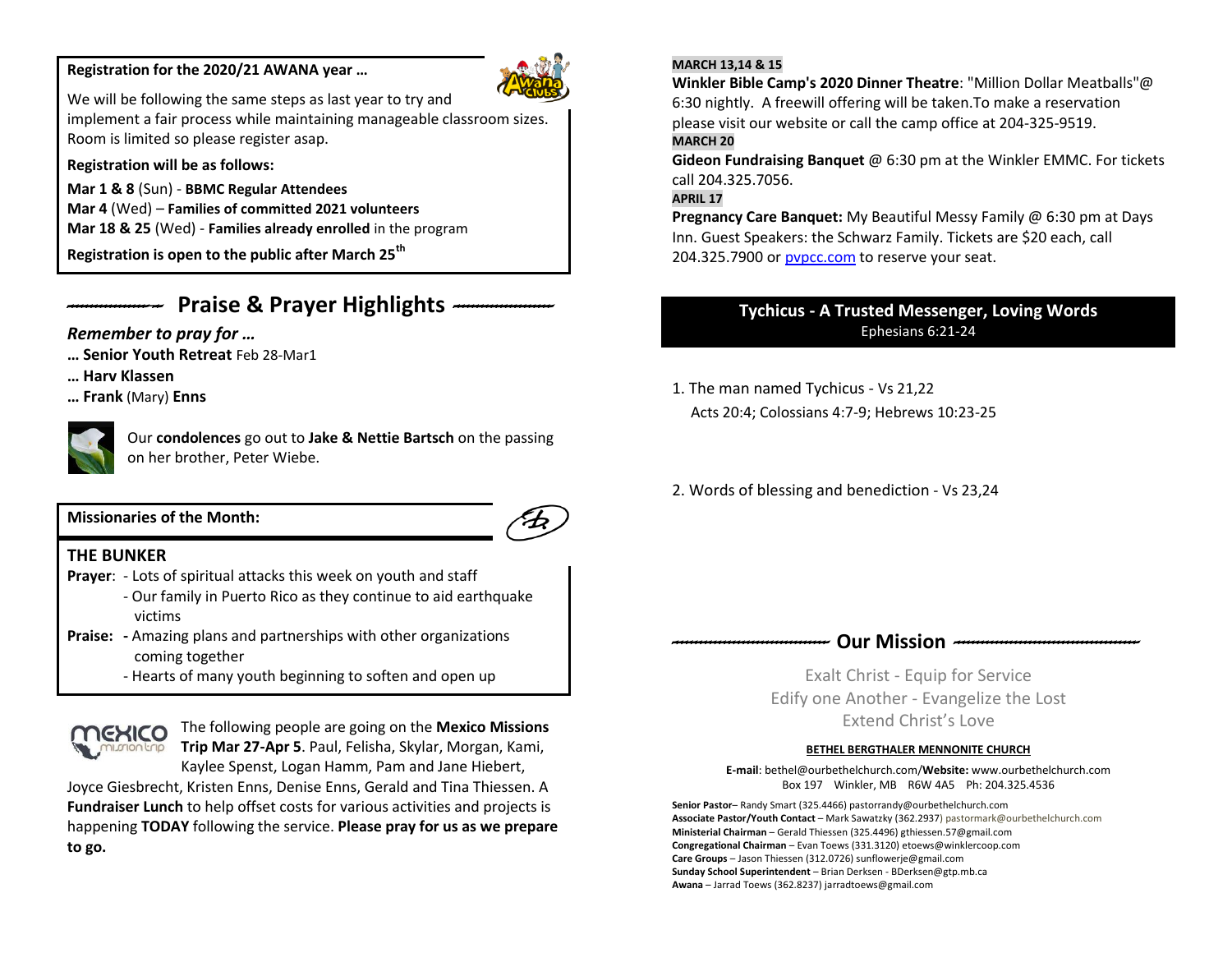**Registration for the 2020/21 AWANA year …**

We will be following the same steps as last year to try and implement a fair process while maintaining manageable classroom sizes. Room is limited so please register asap.

**Registration will be as follows:**

**Mar 1 & 8** (Sun) - **BBMC Regular Attendees**
**Mar 4** (Wed) – **Families of committed 2021 volunteers**
**Mar 18 & 25** (Wed) - **Families already enrolled** in the program

**Registration is open to the public after March 25th**

## Praise & Prayer Highlights

*Remember to pray for …*

… **Senior Youth Retreat** Feb 28-Mar1
… **Harv Klassen**
… **Frank** (Mary) **Enns**

Our **condolences** go out to **Jake & Nettie Bartsch** on the passing on her brother, Peter Wiebe.

**Missionaries of the Month:**

**THE BUNKER**

**Prayer**: - Lots of spiritual attacks this week on youth and staff
- Our family in Puerto Rico as they continue to aid earthquake victims

**Praise: -** Amazing plans and partnerships with other organizations coming together
- Hearts of many youth beginning to soften and open up

The following people are going on the **Mexico Missions Trip Mar 27-Apr 5**. Paul, Felisha, Skylar, Morgan, Kami, Kaylee Spenst, Logan Hamm, Pam and Jane Hiebert, Joyce Giesbrecht, Kristen Enns, Denise Enns, Gerald and Tina Thiessen. A **Fundraiser Lunch** to help offset costs for various activities and projects is happening **TODAY** following the service. **Please pray for us as we prepare to go.**

**MARCH 13,14 & 15**

**Winkler Bible Camp's 2020 Dinner Theatre**: "Million Dollar Meatballs"@ 6:30 nightly. A freewill offering will be taken.To make a reservation please visit our website or call the camp office at 204-325-9519.

**MARCH 20**

**Gideon Fundraising Banquet** @ 6:30 pm at the Winkler EMMC. For tickets call 204.325.7056.

**APRIL 17**

**Pregnancy Care Banquet:** My Beautiful Messy Family @ 6:30 pm at Days Inn. Guest Speakers: the Schwarz Family. Tickets are $20 each, call 204.325.7900 or pvpcc.com to reserve your seat.

## Tychicus - A Trusted Messenger, Loving Words

Ephesians 6:21-24

1. The man named Tychicus - Vs 21,22
   Acts 20:4; Colossians 4:7-9; Hebrews 10:23-25

2. Words of blessing and benediction - Vs 23,24

## Our Mission

Exalt Christ - Equip for Service
Edify one Another - Evangelize the Lost
Extend Christ's Love

**BETHEL BERGTHALER MENNONITE CHURCH**

**E-mail**: bethel@ourbethelchurch.com/**Website:** www.ourbethelchurch.com
Box 197 Winkler, MB R6W 4A5 Ph: 204.325.4536

**Senior Pastor**– Randy Smart (325.4466) pastorrandy@ourbethelchurch.com
**Associate Pastor/Youth Contact** – Mark Sawatzky (362.2937) pastormark@ourbethelchurch.com
**Ministerial Chairman** – Gerald Thiessen (325.4496) gthiessen.57@gmail.com
**Congregational Chairman** – Evan Toews (331.3120) etoews@winklercoop.com
**Care Groups** – Jason Thiessen (312.0726) sunflowerje@gmail.com
**Sunday School Superintendent** – Brian Derksen - BDerksen@gtp.mb.ca
**Awana** – Jarrad Toews (362.8237) jarradtoews@gmail.com